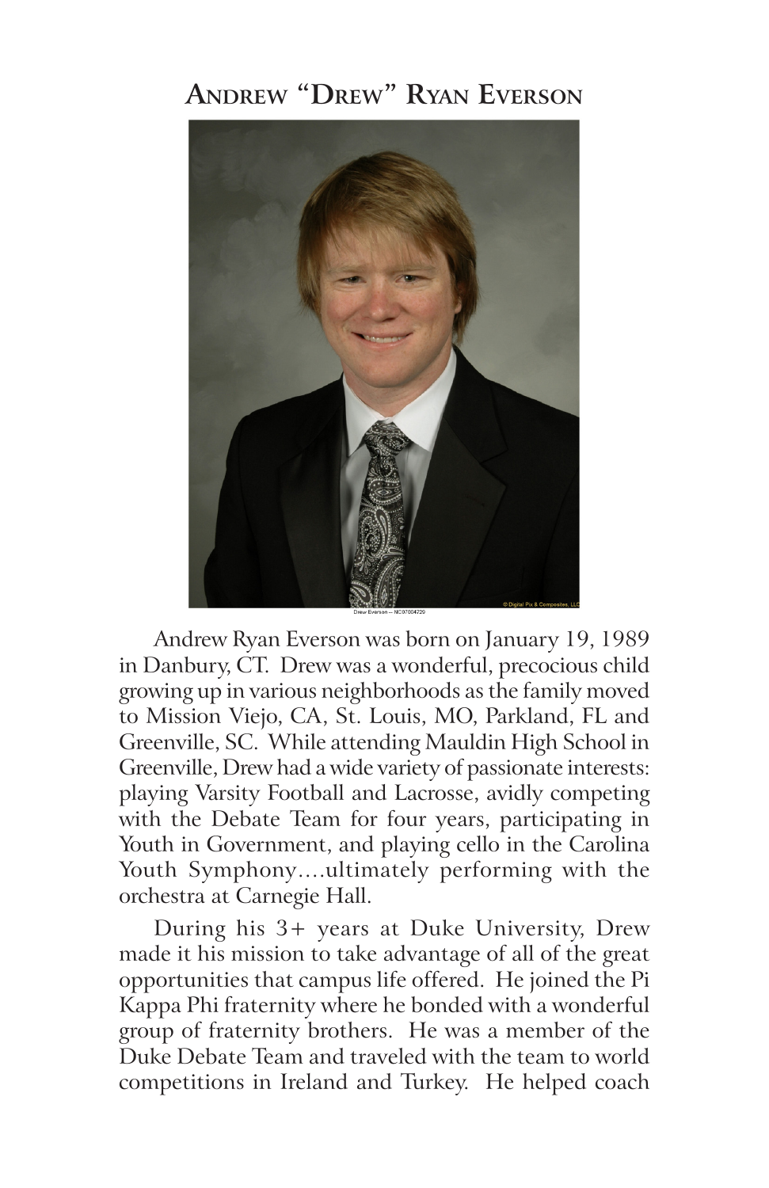# Andrew "Drew" Ryan Everson

Andrew Ryan Everson was born on January 19, 1989 in Danbury, CT. Drew was a wonderful, precocious child growing up in various neighborhoods as the family moved to Mission Viejo, CA, St. Louis, MO, Parkland, FL and Greenville, SC. While attending Mauldin High School in Greenville, Drew had a wide variety of passionate interests: playing Varsity Football and Lacrosse, avidly competing with the Debate Team for four years, participating in Youth in Government, and playing cello in the Carolina Youth Symphony....ultimately performing with the orchestra at Carnegie Hall.

During his 3+ years at Duke University, Drew made it his mission to take advantage of all of the great opportunities that campus life offered. He joined the Pi Kappa Phi fraternity where he bonded with a wonderful group of fraternity brothers. He was a member of the Duke Debate Team and traveled with the team to world competitions in Ireland and Turkey. He helped coach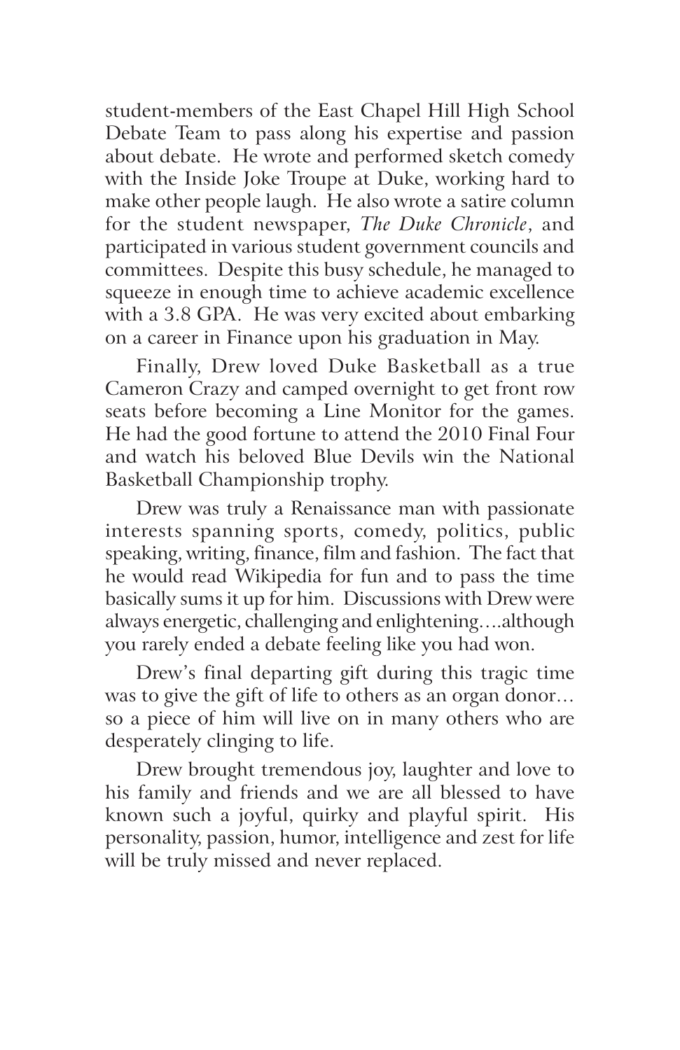student-members of the East Chapel Hill High School Debate Team to pass along his expertise and passion about debate. He wrote and performed sketch comedy with the Inside Joke Troupe at Duke, working hard to make other people laugh. He also wrote a satire column for the student newspaper, *The Duke Chronicle*, and participated in various student government councils and committees. Despite this busy schedule, he managed to squeeze in enough time to achieve academic excellence with a 3.8 GPA. He was very excited about embarking on a career in Finance upon his graduation in May.

Finally, Drew loved Duke Basketball as a true Cameron Crazy and camped overnight to get front row seats before becoming a Line Monitor for the games. He had the good fortune to attend the 2010 Final Four and watch his beloved Blue Devils win the National Basketball Championship trophy.

Drew was truly a Renaissance man with passionate interests spanning sports, comedy, politics, public speaking, writing, finance, film and fashion. The fact that he would read Wikipedia for fun and to pass the time basically sums it up for him. Discussions with Drew were always energetic, challenging and enlightening….although you rarely ended a debate feeling like you had won.

Drew's final departing gift during this tragic time was to give the gift of life to others as an organ donor… so a piece of him will live on in many others who are desperately clinging to life.

Drew brought tremendous joy, laughter and love to his family and friends and we are all blessed to have known such a joyful, quirky and playful spirit. His personality, passion, humor, intelligence and zest for life will be truly missed and never replaced.